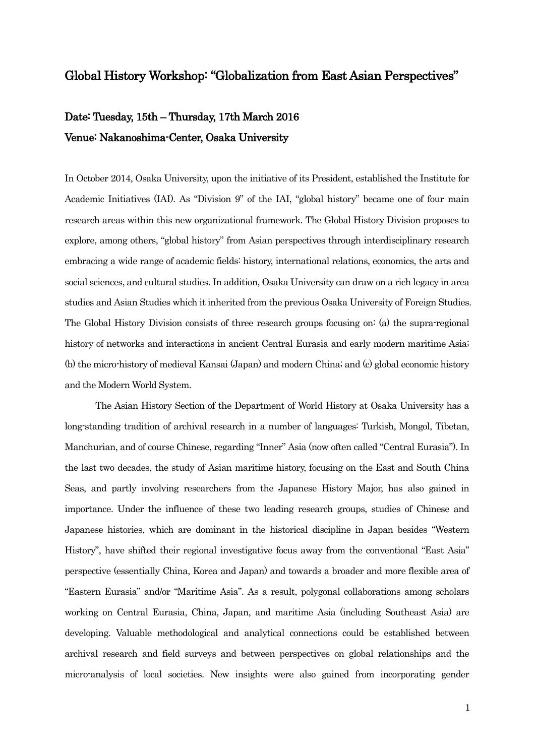# Global History Workshop: "Globalization from East Asian Perspectives"

## Date: Tuesday, 15th – Thursday, 17th March 2016
## Venue: Nakanoshima-Center, Osaka University

In October 2014, Osaka University, upon the initiative of its President, established the Institute for Academic Initiatives (IAI). As "Division 9" of the IAI, "global history" became one of four main research areas within this new organizational framework. The Global History Division proposes to explore, among others, "global history" from Asian perspectives through interdisciplinary research embracing a wide range of academic fields: history, international relations, economics, the arts and social sciences, and cultural studies. In addition, Osaka University can draw on a rich legacy in area studies and Asian Studies which it inherited from the previous Osaka University of Foreign Studies. The Global History Division consists of three research groups focusing on: (a) the supra-regional history of networks and interactions in ancient Central Eurasia and early modern maritime Asia; (b) the micro-history of medieval Kansai (Japan) and modern China; and (c) global economic history and the Modern World System.

The Asian History Section of the Department of World History at Osaka University has a long-standing tradition of archival research in a number of languages: Turkish, Mongol, Tibetan, Manchurian, and of course Chinese, regarding "Inner" Asia (now often called "Central Eurasia"). In the last two decades, the study of Asian maritime history, focusing on the East and South China Seas, and partly involving researchers from the Japanese History Major, has also gained in importance. Under the influence of these two leading research groups, studies of Chinese and Japanese histories, which are dominant in the historical discipline in Japan besides "Western History", have shifted their regional investigative focus away from the conventional "East Asia" perspective (essentially China, Korea and Japan) and towards a broader and more flexible area of "Eastern Eurasia" and/or "Maritime Asia". As a result, polygonal collaborations among scholars working on Central Eurasia, China, Japan, and maritime Asia (including Southeast Asia) are developing. Valuable methodological and analytical connections could be established between archival research and field surveys and between perspectives on global relationships and the micro-analysis of local societies. New insights were also gained from incorporating gender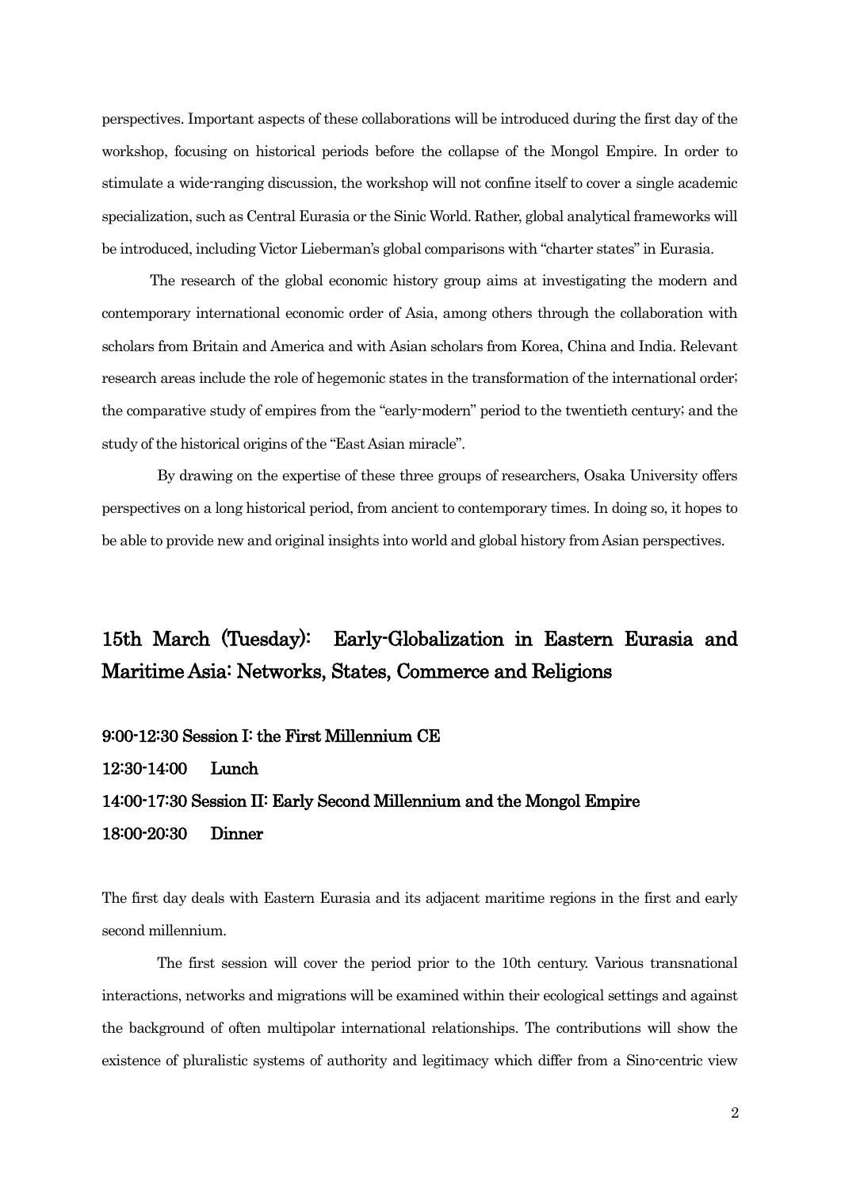perspectives. Important aspects of these collaborations will be introduced during the first day of the workshop, focusing on historical periods before the collapse of the Mongol Empire. In order to stimulate a wide-ranging discussion, the workshop will not confine itself to cover a single academic specialization, such as Central Eurasia or the Sinic World. Rather, global analytical frameworks will be introduced, including Victor Lieberman's global comparisons with "charter states" in Eurasia.

The research of the global economic history group aims at investigating the modern and contemporary international economic order of Asia, among others through the collaboration with scholars from Britain and America and with Asian scholars from Korea, China and India. Relevant research areas include the role of hegemonic states in the transformation of the international order; the comparative study of empires from the "early-modern" period to the twentieth century; and the study of the historical origins of the "East Asian miracle".

By drawing on the expertise of these three groups of researchers, Osaka University offers perspectives on a long historical period, from ancient to contemporary times. In doing so, it hopes to be able to provide new and original insights into world and global history from Asian perspectives.

## 15th March (Tuesday): Early-Globalization in Eastern Eurasia and Maritime Asia: Networks, States, Commerce and Religions

**9:00-12:30 Session I: the First Millennium CE**

**12:30-14:00 Lunch**

**14:00-17:30 Session II: Early Second Millennium and the Mongol Empire**

**18:00-20:30 Dinner**

The first day deals with Eastern Eurasia and its adjacent maritime regions in the first and early second millennium.

The first session will cover the period prior to the 10th century. Various transnational interactions, networks and migrations will be examined within their ecological settings and against the background of often multipolar international relationships. The contributions will show the existence of pluralistic systems of authority and legitimacy which differ from a Sino-centric view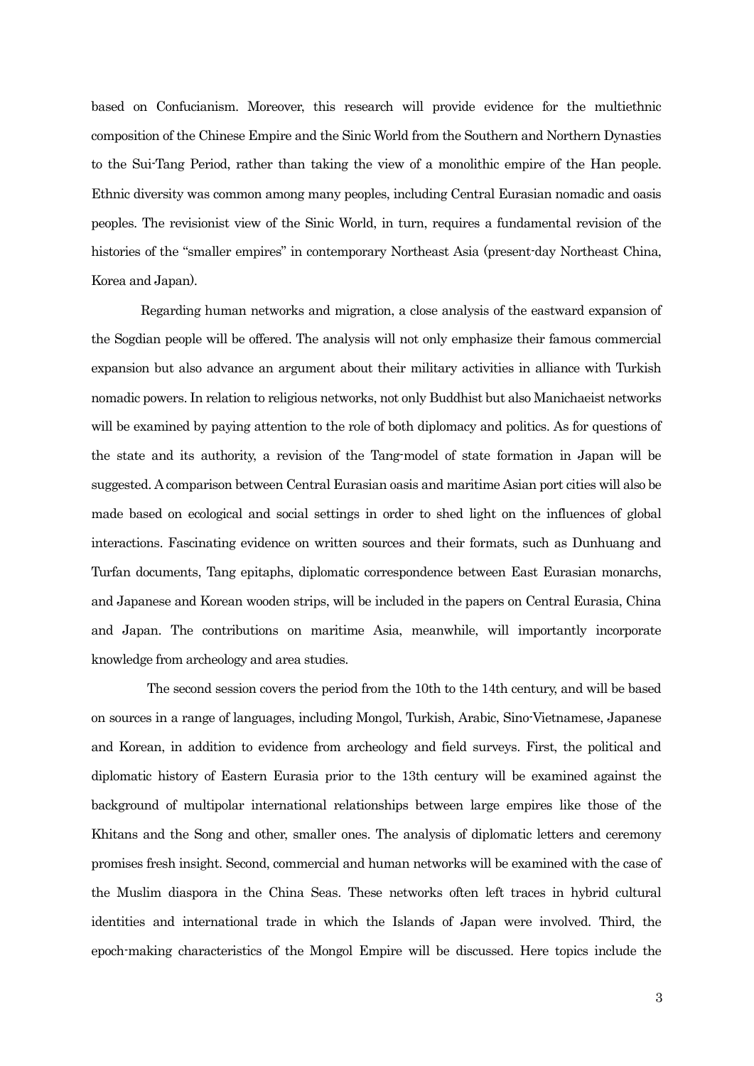based on Confucianism. Moreover, this research will provide evidence for the multiethnic composition of the Chinese Empire and the Sinic World from the Southern and Northern Dynasties to the Sui-Tang Period, rather than taking the view of a monolithic empire of the Han people. Ethnic diversity was common among many peoples, including Central Eurasian nomadic and oasis peoples. The revisionist view of the Sinic World, in turn, requires a fundamental revision of the histories of the "smaller empires" in contemporary Northeast Asia (present-day Northeast China, Korea and Japan).

Regarding human networks and migration, a close analysis of the eastward expansion of the Sogdian people will be offered. The analysis will not only emphasize their famous commercial expansion but also advance an argument about their military activities in alliance with Turkish nomadic powers. In relation to religious networks, not only Buddhist but also Manichaeist networks will be examined by paying attention to the role of both diplomacy and politics. As for questions of the state and its authority, a revision of the Tang-model of state formation in Japan will be suggested. A comparison between Central Eurasian oasis and maritime Asian port cities will also be made based on ecological and social settings in order to shed light on the influences of global interactions. Fascinating evidence on written sources and their formats, such as Dunhuang and Turfan documents, Tang epitaphs, diplomatic correspondence between East Eurasian monarchs, and Japanese and Korean wooden strips, will be included in the papers on Central Eurasia, China and Japan. The contributions on maritime Asia, meanwhile, will importantly incorporate knowledge from archeology and area studies.

The second session covers the period from the 10th to the 14th century, and will be based on sources in a range of languages, including Mongol, Turkish, Arabic, Sino-Vietnamese, Japanese and Korean, in addition to evidence from archeology and field surveys. First, the political and diplomatic history of Eastern Eurasia prior to the 13th century will be examined against the background of multipolar international relationships between large empires like those of the Khitans and the Song and other, smaller ones. The analysis of diplomatic letters and ceremony promises fresh insight. Second, commercial and human networks will be examined with the case of the Muslim diaspora in the China Seas. These networks often left traces in hybrid cultural identities and international trade in which the Islands of Japan were involved. Third, the epoch-making characteristics of the Mongol Empire will be discussed. Here topics include the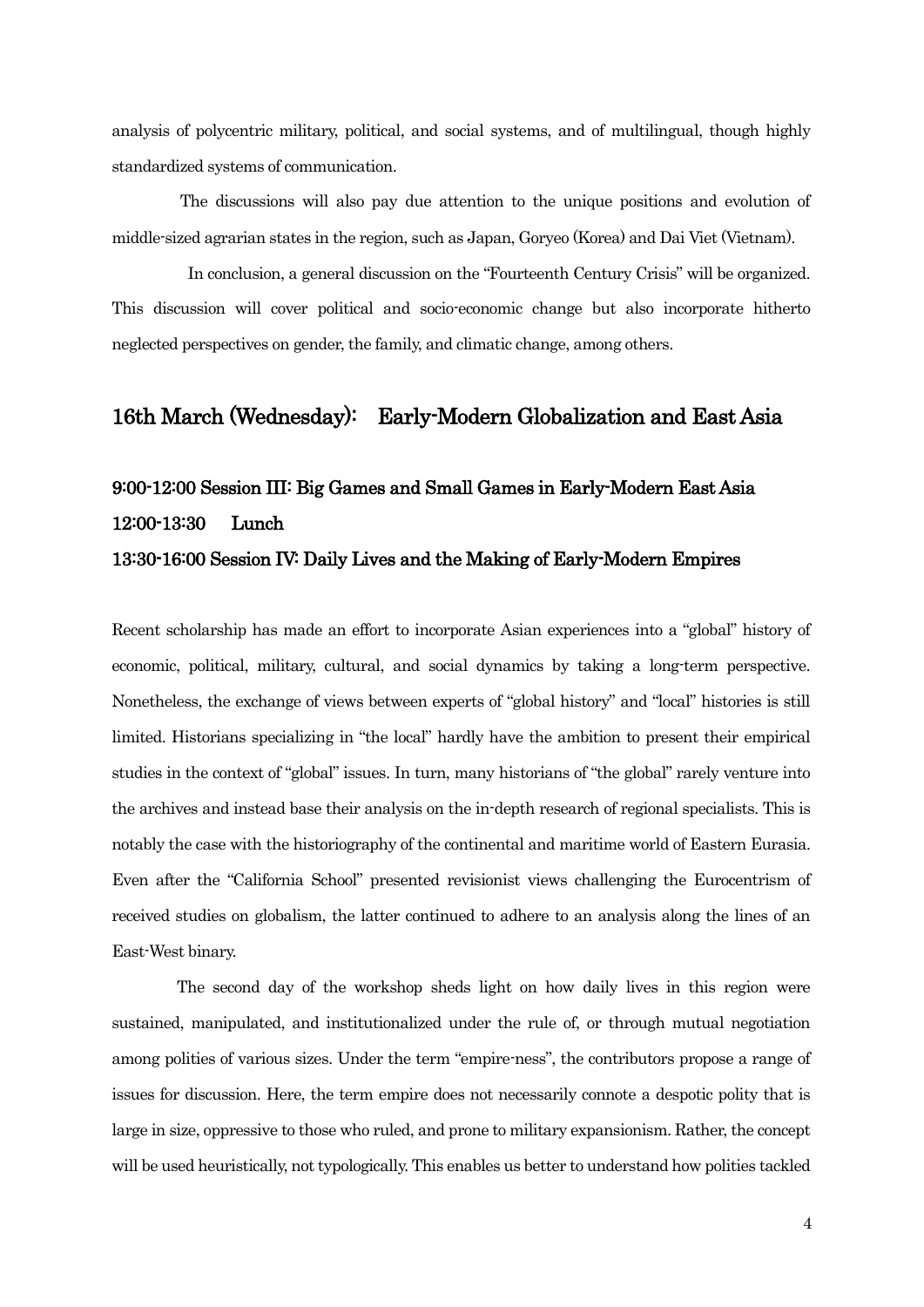analysis of polycentric military, political, and social systems, and of multilingual, though highly standardized systems of communication.

The discussions will also pay due attention to the unique positions and evolution of middle-sized agrarian states in the region, such as Japan, Goryeo (Korea) and Dai Viet (Vietnam).

In conclusion, a general discussion on the "Fourteenth Century Crisis" will be organized. This discussion will cover political and socio-economic change but also incorporate hitherto neglected perspectives on gender, the family, and climatic change, among others.

## 16th March (Wednesday):　Early-Modern Globalization and East Asia

### 9:00-12:00 Session III: Big Games and Small Games in Early-Modern East Asia

### 12:00-13:30　Lunch

### 13:30-16:00 Session IV: Daily Lives and the Making of Early-Modern Empires

Recent scholarship has made an effort to incorporate Asian experiences into a "global" history of economic, political, military, cultural, and social dynamics by taking a long-term perspective. Nonetheless, the exchange of views between experts of "global history" and "local" histories is still limited. Historians specializing in "the local" hardly have the ambition to present their empirical studies in the context of "global" issues. In turn, many historians of "the global" rarely venture into the archives and instead base their analysis on the in-depth research of regional specialists. This is notably the case with the historiography of the continental and maritime world of Eastern Eurasia. Even after the "California School" presented revisionist views challenging the Eurocentrism of received studies on globalism, the latter continued to adhere to an analysis along the lines of an East-West binary.

The second day of the workshop sheds light on how daily lives in this region were sustained, manipulated, and institutionalized under the rule of, or through mutual negotiation among polities of various sizes. Under the term "empire-ness", the contributors propose a range of issues for discussion. Here, the term empire does not necessarily connote a despotic polity that is large in size, oppressive to those who ruled, and prone to military expansionism. Rather, the concept will be used heuristically, not typologically. This enables us better to understand how polities tackled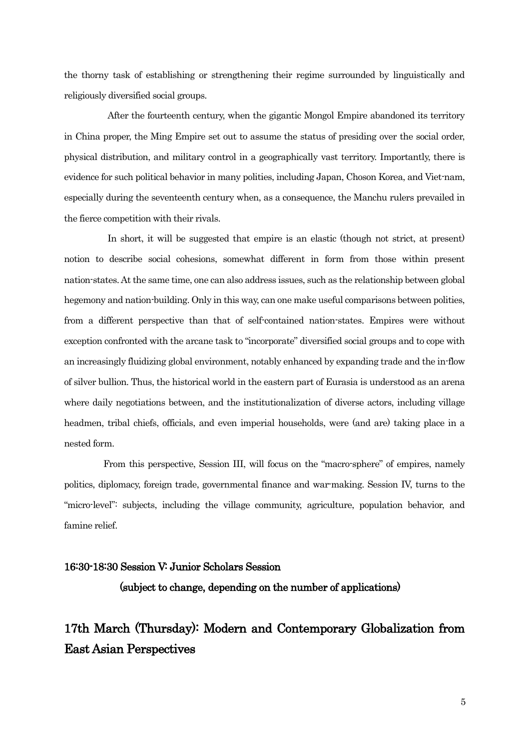the thorny task of establishing or strengthening their regime surrounded by linguistically and religiously diversified social groups.

After the fourteenth century, when the gigantic Mongol Empire abandoned its territory in China proper, the Ming Empire set out to assume the status of presiding over the social order, physical distribution, and military control in a geographically vast territory. Importantly, there is evidence for such political behavior in many polities, including Japan, Choson Korea, and Viet-nam, especially during the seventeenth century when, as a consequence, the Manchu rulers prevailed in the fierce competition with their rivals.

In short, it will be suggested that empire is an elastic (though not strict, at present) notion to describe social cohesions, somewhat different in form from those within present nation-states. At the same time, one can also address issues, such as the relationship between global hegemony and nation-building. Only in this way, can one make useful comparisons between polities, from a different perspective than that of self-contained nation-states. Empires were without exception confronted with the arcane task to "incorporate" diversified social groups and to cope with an increasingly fluidizing global environment, notably enhanced by expanding trade and the in-flow of silver bullion. Thus, the historical world in the eastern part of Eurasia is understood as an arena where daily negotiations between, and the institutionalization of diverse actors, including village headmen, tribal chiefs, officials, and even imperial households, were (and are) taking place in a nested form.

From this perspective, Session III, will focus on the "macro-sphere" of empires, namely politics, diplomacy, foreign trade, governmental finance and war-making. Session IV, turns to the "micro-level": subjects, including the village community, agriculture, population behavior, and famine relief.

**16:30-18:30 Session V: Junior Scholars Session**

**(subject to change, depending on the number of applications)**

## 17th March (Thursday): Modern and Contemporary Globalization from East Asian Perspectives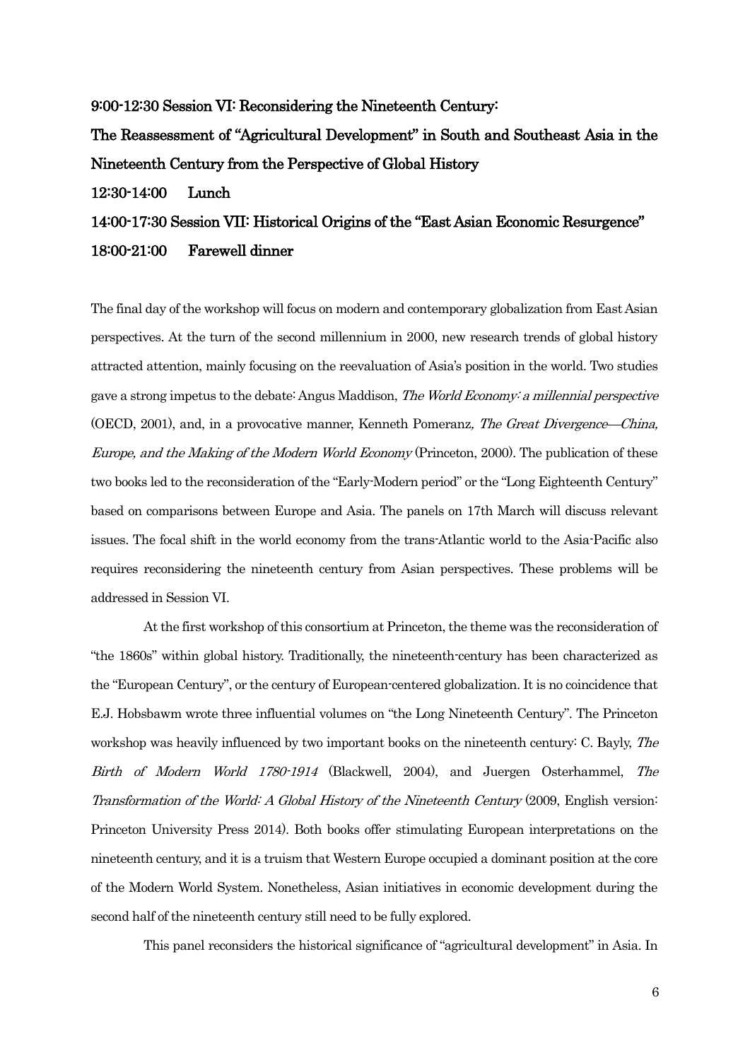**9:00-12:30 Session VI: Reconsidering the Nineteenth Century:**

**The Reassessment of "Agricultural Development" in South and Southeast Asia in the Nineteenth Century from the Perspective of Global History**

**12:30-14:00 Lunch**

**14:00-17:30 Session VII: Historical Origins of the "East Asian Economic Resurgence"**

**18:00-21:00 Farewell dinner**

The final day of the workshop will focus on modern and contemporary globalization from East Asian perspectives. At the turn of the second millennium in 2000, new research trends of global history attracted attention, mainly focusing on the reevaluation of Asia's position in the world. Two studies gave a strong impetus to the debate: Angus Maddison, *The World Economy: a millennial perspective* (OECD, 2001), and, in a provocative manner, Kenneth Pomeranz*, The Great Divergence—China, Europe, and the Making of the Modern World Economy* (Princeton, 2000). The publication of these two books led to the reconsideration of the "Early-Modern period" or the "Long Eighteenth Century" based on comparisons between Europe and Asia. The panels on 17th March will discuss relevant issues. The focal shift in the world economy from the trans-Atlantic world to the Asia-Pacific also requires reconsidering the nineteenth century from Asian perspectives. These problems will be addressed in Session VI.

At the first workshop of this consortium at Princeton, the theme was the reconsideration of "the 1860s" within global history. Traditionally, the nineteenth-century has been characterized as the "European Century", or the century of European-centered globalization. It is no coincidence that E.J. Hobsbawm wrote three influential volumes on "the Long Nineteenth Century". The Princeton workshop was heavily influenced by two important books on the nineteenth century: C. Bayly, *The Birth of Modern World 1780-1914* (Blackwell, 2004), and Juergen Osterhammel, *The Transformation of the World: A Global History of the Nineteenth Century* (2009, English version: Princeton University Press 2014). Both books offer stimulating European interpretations on the nineteenth century, and it is a truism that Western Europe occupied a dominant position at the core of the Modern World System. Nonetheless, Asian initiatives in economic development during the second half of the nineteenth century still need to be fully explored.

This panel reconsiders the historical significance of "agricultural development" in Asia. In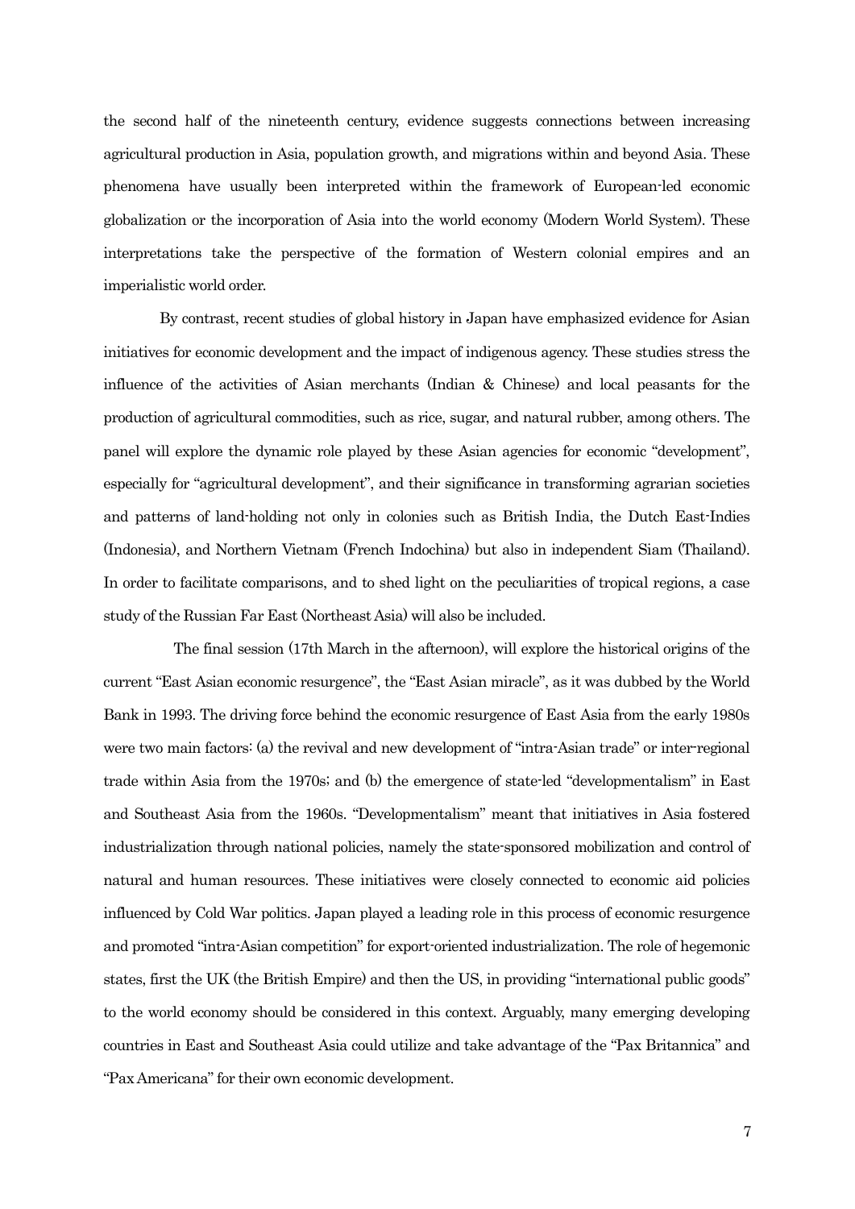the second half of the nineteenth century, evidence suggests connections between increasing agricultural production in Asia, population growth, and migrations within and beyond Asia. These phenomena have usually been interpreted within the framework of European-led economic globalization or the incorporation of Asia into the world economy (Modern World System). These interpretations take the perspective of the formation of Western colonial empires and an imperialistic world order.

By contrast, recent studies of global history in Japan have emphasized evidence for Asian initiatives for economic development and the impact of indigenous agency. These studies stress the influence of the activities of Asian merchants (Indian & Chinese) and local peasants for the production of agricultural commodities, such as rice, sugar, and natural rubber, among others. The panel will explore the dynamic role played by these Asian agencies for economic "development", especially for "agricultural development", and their significance in transforming agrarian societies and patterns of land-holding not only in colonies such as British India, the Dutch East-Indies (Indonesia), and Northern Vietnam (French Indochina) but also in independent Siam (Thailand). In order to facilitate comparisons, and to shed light on the peculiarities of tropical regions, a case study of the Russian Far East (Northeast Asia) will also be included.

The final session (17th March in the afternoon), will explore the historical origins of the current "East Asian economic resurgence", the "East Asian miracle", as it was dubbed by the World Bank in 1993. The driving force behind the economic resurgence of East Asia from the early 1980s were two main factors: (a) the revival and new development of "intra-Asian trade" or inter-regional trade within Asia from the 1970s; and (b) the emergence of state-led "developmentalism" in East and Southeast Asia from the 1960s. "Developmentalism" meant that initiatives in Asia fostered industrialization through national policies, namely the state-sponsored mobilization and control of natural and human resources. These initiatives were closely connected to economic aid policies influenced by Cold War politics. Japan played a leading role in this process of economic resurgence and promoted "intra-Asian competition" for export-oriented industrialization. The role of hegemonic states, first the UK (the British Empire) and then the US, in providing "international public goods" to the world economy should be considered in this context. Arguably, many emerging developing countries in East and Southeast Asia could utilize and take advantage of the "Pax Britannica" and "Pax Americana" for their own economic development.